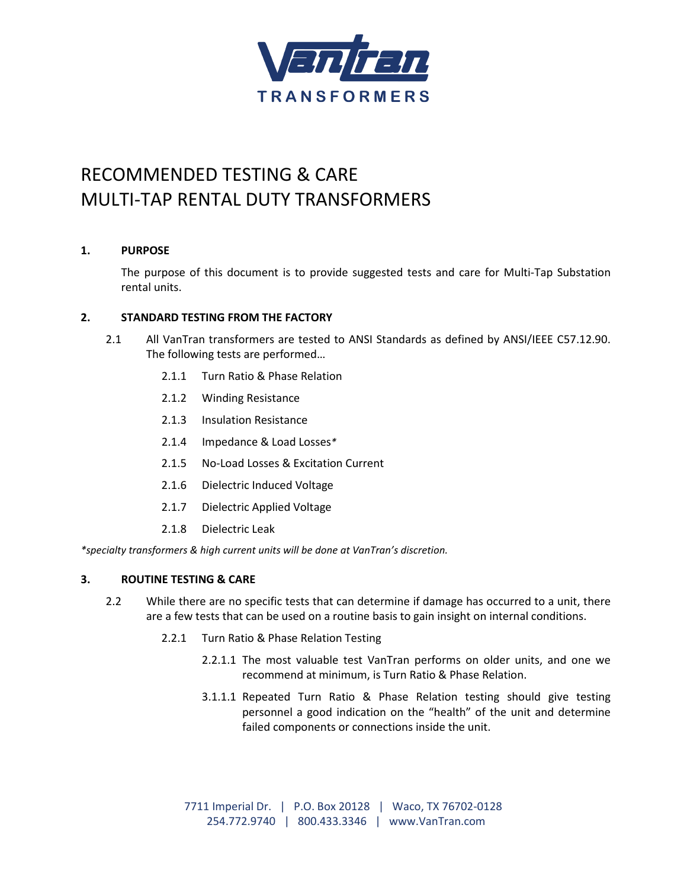VanTran TRANSFORMERS

# RECOMMENDED TESTING & CARE
# MULTI-TAP RENTAL DUTY TRANSFORMERS

## 1. PURPOSE

The purpose of this document is to provide suggested tests and care for Multi-Tap Substation rental units.

## 2. STANDARD TESTING FROM THE FACTORY

2.1 All VanTran transformers are tested to ANSI Standards as defined by ANSI/IEEE C57.12.90. The following tests are performed…

- 2.1.1 Turn Ratio & Phase Relation
- 2.1.2 Winding Resistance
- 2.1.3 Insulation Resistance
- 2.1.4 Impedance & Load Losses*
- 2.1.5 No-Load Losses & Excitation Current
- 2.1.6 Dielectric Induced Voltage
- 2.1.7 Dielectric Applied Voltage
- 2.1.8 Dielectric Leak

*\*specialty transformers & high current units will be done at VanTran's discretion.*

## 3. ROUTINE TESTING & CARE

2.2 While there are no specific tests that can determine if damage has occurred to a unit, there are a few tests that can be used on a routine basis to gain insight on internal conditions.

- 2.2.1 Turn Ratio & Phase Relation Testing
  - 2.2.1.1 The most valuable test VanTran performs on older units, and one we recommend at minimum, is Turn Ratio & Phase Relation.
  - 3.1.1.1 Repeated Turn Ratio & Phase Relation testing should give testing personnel a good indication on the "health" of the unit and determine failed components or connections inside the unit.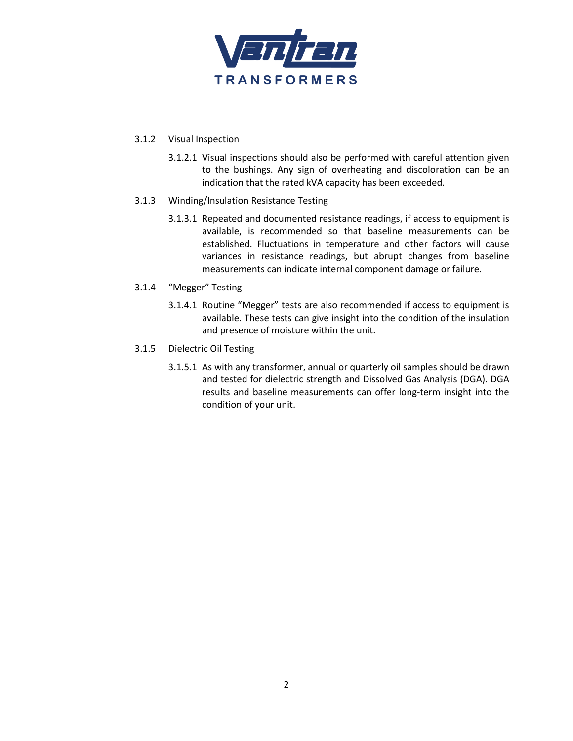3.1.2 Visual Inspection

3.1.2.1 Visual inspections should also be performed with careful attention given to the bushings. Any sign of overheating and discoloration can be an indication that the rated kVA capacity has been exceeded.

3.1.3 Winding/Insulation Resistance Testing

3.1.3.1 Repeated and documented resistance readings, if access to equipment is available, is recommended so that baseline measurements can be established. Fluctuations in temperature and other factors will cause variances in resistance readings, but abrupt changes from baseline measurements can indicate internal component damage or failure.

3.1.4 "Megger" Testing

3.1.4.1 Routine "Megger" tests are also recommended if access to equipment is available. These tests can give insight into the condition of the insulation and presence of moisture within the unit.

3.1.5 Dielectric Oil Testing

3.1.5.1 As with any transformer, annual or quarterly oil samples should be drawn and tested for dielectric strength and Dissolved Gas Analysis (DGA). DGA results and baseline measurements can offer long-term insight into the condition of your unit.